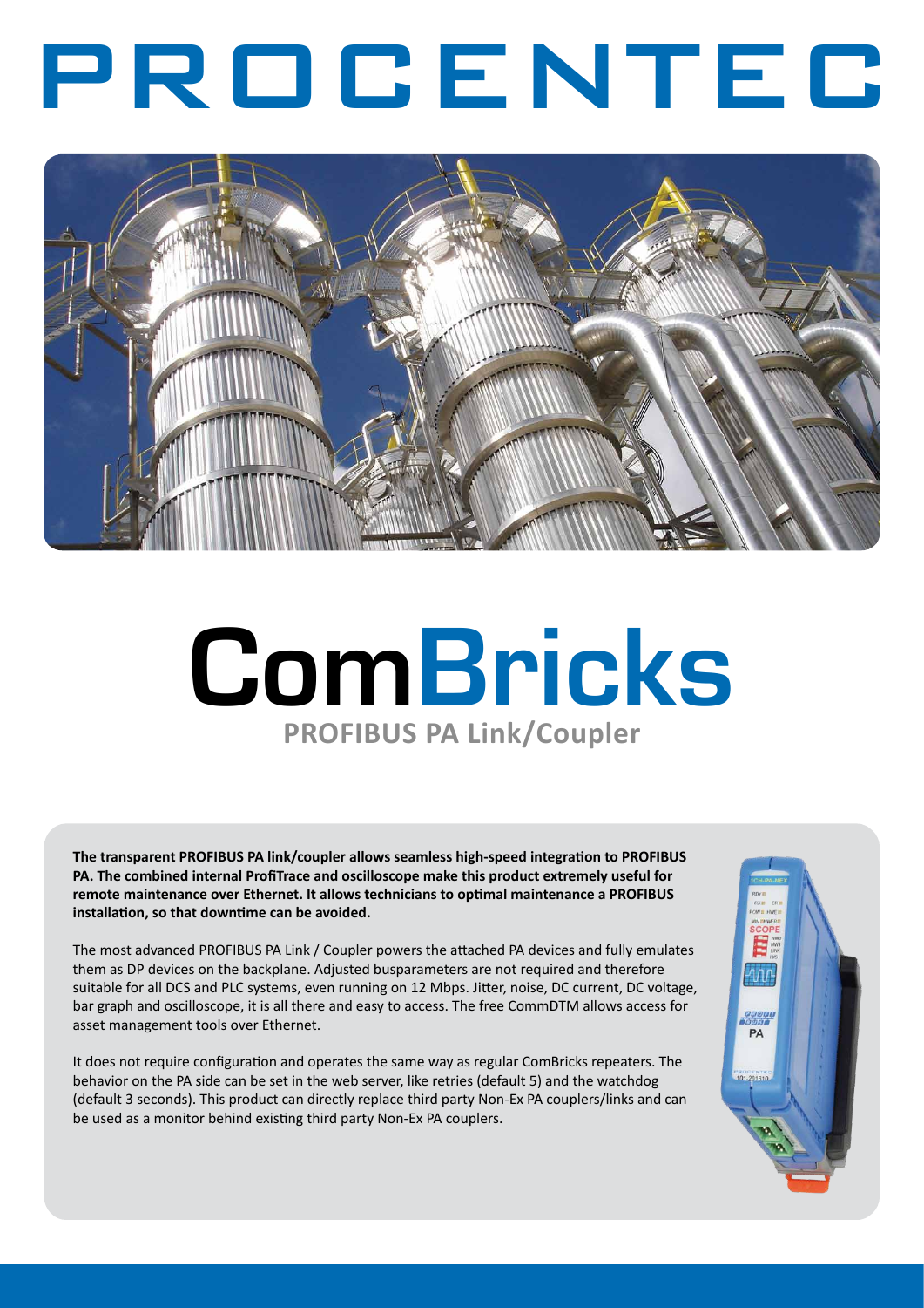# PROCENTEC

# ComBricks

## PROFIBUS PA Link/Coupler

**The transparent PROFIBUS PA link/coupler allows seamless high-speed integration to PROFIBUS PA. The combined internal ProfiTrace and oscilloscope make this product extremely useful for remote maintenance over Ethernet. It allows technicians to optimal maintenance a PROFIBUS installation, so that downtime can be avoided.**

The most advanced PROFIBUS PA Link / Coupler powers the attached PA devices and fully emulates them as DP devices on the backplane. Adjusted busparameters are not required and therefore suitable for all DCS and PLC systems, even running on 12 Mbps. Jitter, noise, DC current, DC voltage, bar graph and oscilloscope, it is all there and easy to access. The free CommDTM allows access for asset management tools over Ethernet.

It does not require configuration and operates the same way as regular ComBricks repeaters. The behavior on the PA side can be set in the web server, like retries (default 5) and the watchdog (default 3 seconds). This product can directly replace third party Non-Ex PA couplers/links and can be used as a monitor behind existing third party Non-Ex PA couplers.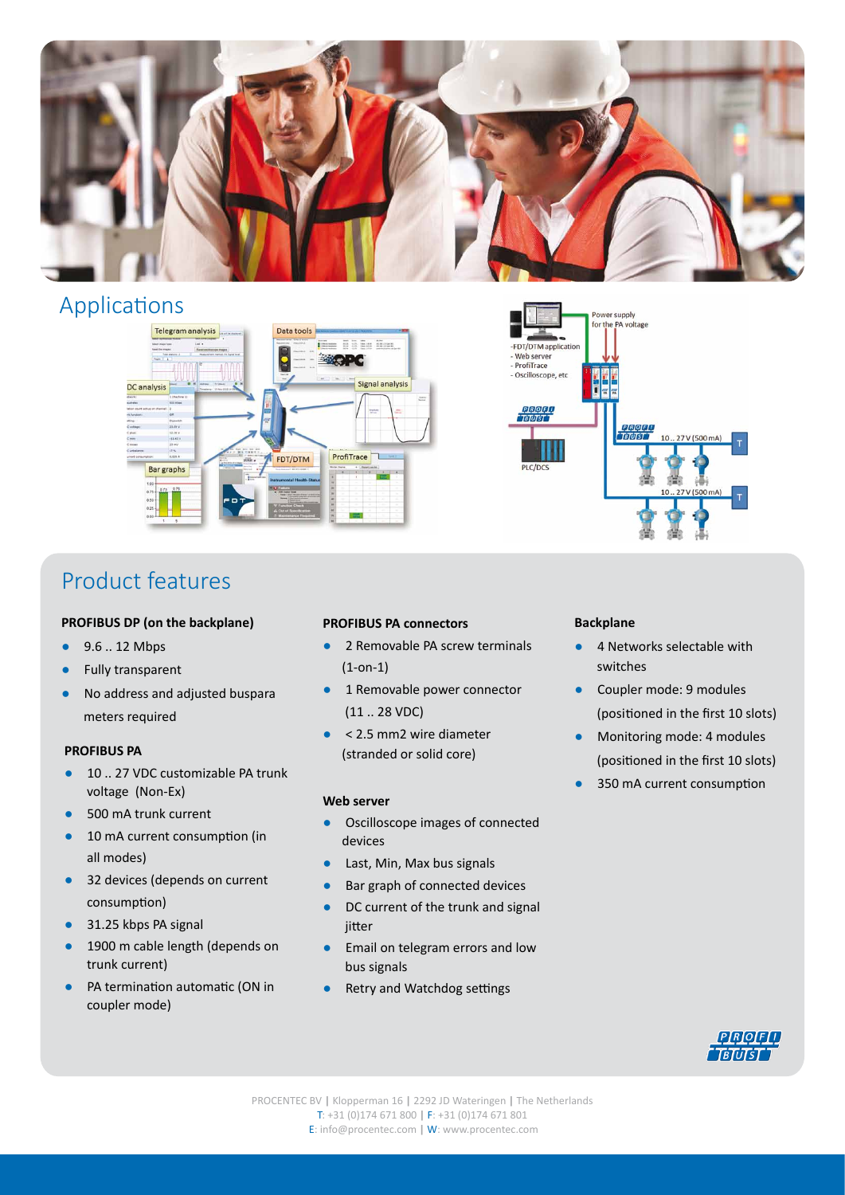## Applications

Telegram analysis

Data tools

DC analysis

Signal analysis

Bar graphs

FDT/DTM

ProfiTrace

Power supply for the PA voltage

-FDT/DTM application
- Web server
- ProfiTrace
- Oscilloscope, etc

PLC/DCS

10 .. 27 V (500 mA)

10 .. 27 V (500 mA)

## Product features

### PROFIBUS DP (on the backplane)

- 9.6 .. 12 Mbps
- Fully transparent
- No address and adjusted busparameters required

### PROFIBUS PA

- 10 .. 27 VDC customizable PA trunk voltage (Non-Ex)
- 500 mA trunk current
- 10 mA current consumption (in all modes)
- 32 devices (depends on current consumption)
- 31.25 kbps PA signal
- 1900 m cable length (depends on trunk current)
- PA termination automatic (ON in coupler mode)

### PROFIBUS PA connectors

- 2 Removable PA screw terminals (1-on-1)
- 1 Removable power connector (11 .. 28 VDC)
- < 2.5 mm2 wire diameter (stranded or solid core)

### Web server

- Oscilloscope images of connected devices
- Last, Min, Max bus signals
- Bar graph of connected devices
- DC current of the trunk and signal jitter
- Email on telegram errors and low bus signals
- Retry and Watchdog settings

### Backplane

- 4 Networks selectable with switches
- Coupler mode: 9 modules (positioned in the first 10 slots)
- Monitoring mode: 4 modules (positioned in the first 10 slots)
- 350 mA current consumption

PROCENTEC BV | Klopperman 16 | 2292 JD Wateringen | The Netherlands
T: +31 (0)174 671 800 | F: +31 (0)174 671 801
E: info@procentec.com | W: www.procentec.com